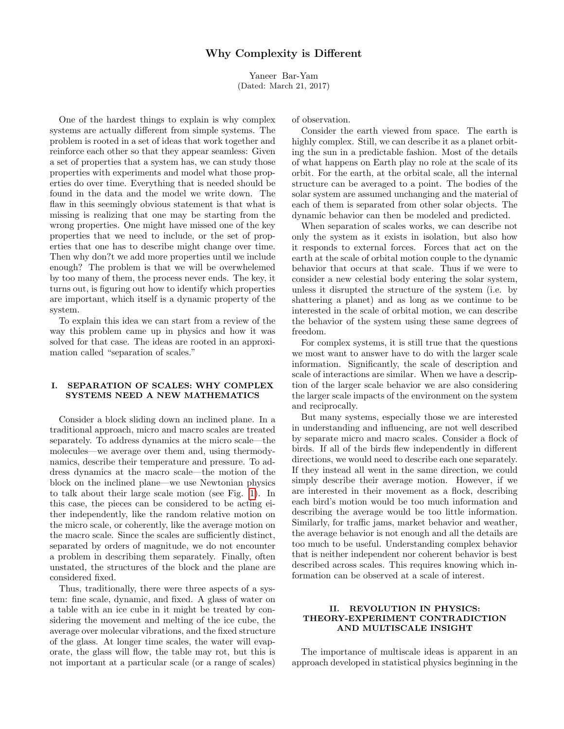# Why Complexity is Different

Yaneer Bar-Yam
(Dated: March 21, 2017)

One of the hardest things to explain is why complex systems are actually different from simple systems. The problem is rooted in a set of ideas that work together and reinforce each other so that they appear seamless: Given a set of properties that a system has, we can study those properties with experiments and model what those properties do over time. Everything that is needed should be found in the data and the model we write down. The flaw in this seemingly obvious statement is that what is missing is realizing that one may be starting from the wrong properties. One might have missed one of the key properties that we need to include, or the set of properties that one has to describe might change over time. Then why don?t we add more properties until we include enough? The problem is that we will be overwhelemed by too many of them, the process never ends. The key, it turns out, is figuring out how to identify which properties are important, which itself is a dynamic property of the system.

To explain this idea we can start from a review of the way this problem came up in physics and how it was solved for that case. The ideas are rooted in an approximation called "separation of scales."

## I. SEPARATION OF SCALES: WHY COMPLEX SYSTEMS NEED A NEW MATHEMATICS

Consider a block sliding down an inclined plane. In a traditional approach, micro and macro scales are treated separately. To address dynamics at the micro scale—the molecules—we average over them and, using thermodynamics, describe their temperature and pressure. To address dynamics at the macro scale—the motion of the block on the inclined plane—we use Newtonian physics to talk about their large scale motion (see Fig. 1). In this case, the pieces can be considered to be acting either independently, like the random relative motion on the micro scale, or coherently, like the average motion on the macro scale. Since the scales are sufficiently distinct, separated by orders of magnitude, we do not encounter a problem in describing them separately. Finally, often unstated, the structures of the block and the plane are considered fixed.

Thus, traditionally, there were three aspects of a system: fine scale, dynamic, and fixed. A glass of water on a table with an ice cube in it might be treated by considering the movement and melting of the ice cube, the average over molecular vibrations, and the fixed structure of the glass. At longer time scales, the water will evaporate, the glass will flow, the table may rot, but this is not important at a particular scale (or a range of scales) of observation.

Consider the earth viewed from space. The earth is highly complex. Still, we can describe it as a planet orbiting the sun in a predictable fashion. Most of the details of what happens on Earth play no role at the scale of its orbit. For the earth, at the orbital scale, all the internal structure can be averaged to a point. The bodies of the solar system are assumed unchanging and the material of each of them is separated from other solar objects. The dynamic behavior can then be modeled and predicted.

When separation of scales works, we can describe not only the system as it exists in isolation, but also how it responds to external forces. Forces that act on the earth at the scale of orbital motion couple to the dynamic behavior that occurs at that scale. Thus if we were to consider a new celestial body entering the solar system, unless it disrupted the structure of the system (i.e. by shattering a planet) and as long as we continue to be interested in the scale of orbital motion, we can describe the behavior of the system using these same degrees of freedom.

For complex systems, it is still true that the questions we most want to answer have to do with the larger scale information. Significantly, the scale of description and scale of interactions are similar. When we have a description of the larger scale behavior we are also considering the larger scale impacts of the environment on the system and reciprocally.

But many systems, especially those we are interested in understanding and influencing, are not well described by separate micro and macro scales. Consider a flock of birds. If all of the birds flew independently in different directions, we would need to describe each one separately. If they instead all went in the same direction, we could simply describe their average motion. However, if we are interested in their movement as a flock, describing each bird's motion would be too much information and describing the average would be too little information. Similarly, for traffic jams, market behavior and weather, the average behavior is not enough and all the details are too much to be useful. Understanding complex behavior that is neither independent nor coherent behavior is best described across scales. This requires knowing which information can be observed at a scale of interest.

## II. REVOLUTION IN PHYSICS: THEORY-EXPERIMENT CONTRADICTION AND MULTISCALE INSIGHT

The importance of multiscale ideas is apparent in an approach developed in statistical physics beginning in the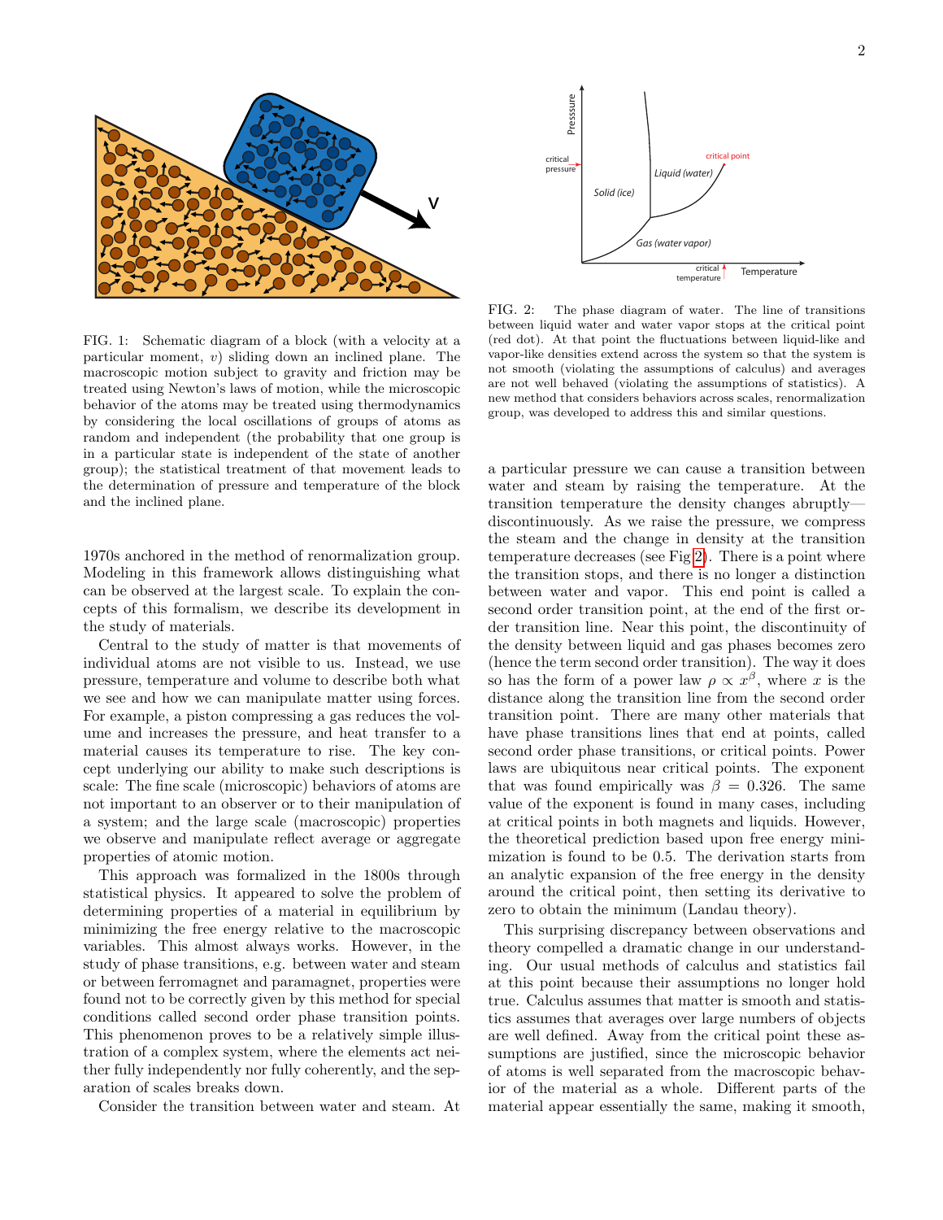FIG. 1: Schematic diagram of a block (with a velocity at a particular moment, $v$) sliding down an inclined plane. The macroscopic motion subject to gravity and friction may be treated using Newton's laws of motion, while the microscopic behavior of the atoms may be treated using thermodynamics by considering the local oscillations of groups of atoms as random and independent (the probability that one group is in a particular state is independent of the state of another group); the statistical treatment of that movement leads to the determination of pressure and temperature of the block and the inclined plane.

FIG. 2: The phase diagram of water. The line of transitions between liquid water and water vapor stops at the critical point (red dot). At that point the fluctuations between liquid-like and vapor-like densities extend across the system so that the system is not smooth (violating the assumptions of calculus) and averages are not well behaved (violating the assumptions of statistics). A new method that considers behaviors across scales, renormalization group, was developed to address this and similar questions.

1970s anchored in the method of renormalization group. Modeling in this framework allows distinguishing what can be observed at the largest scale. To explain the concepts of this formalism, we describe its development in the study of materials.

Central to the study of matter is that movements of individual atoms are not visible to us. Instead, we use pressure, temperature and volume to describe both what we see and how we can manipulate matter using forces. For example, a piston compressing a gas reduces the volume and increases the pressure, and heat transfer to a material causes its temperature to rise. The key concept underlying our ability to make such descriptions is scale: The fine scale (microscopic) behaviors of atoms are not important to an observer or to their manipulation of a system; and the large scale (macroscopic) properties we observe and manipulate reflect average or aggregate properties of atomic motion.

This approach was formalized in the 1800s through statistical physics. It appeared to solve the problem of determining properties of a material in equilibrium by minimizing the free energy relative to the macroscopic variables. This almost always works. However, in the study of phase transitions, e.g. between water and steam or between ferromagnet and paramagnet, properties were found not to be correctly given by this method for special conditions called second order phase transition points. This phenomenon proves to be a relatively simple illustration of a complex system, where the elements act neither fully independently nor fully coherently, and the separation of scales breaks down.

Consider the transition between water and steam. At a particular pressure we can cause a transition between water and steam by raising the temperature. At the transition temperature the density changes abruptly—discontinuously. As we raise the pressure, we compress the steam and the change in density at the transition temperature decreases (see Fig 2). There is a point where the transition stops, and there is no longer a distinction between water and vapor. This end point is called a second order transition point, at the end of the first order transition line. Near this point, the discontinuity of the density between liquid and gas phases becomes zero (hence the term second order transition). The way it does so has the form of a power law $\rho \propto x^{\beta}$, where $x$ is the distance along the transition line from the second order transition point. There are many other materials that have phase transitions lines that end at points, called second order phase transitions, or critical points. Power laws are ubiquitous near critical points. The exponent that was found empirically was $\beta = 0.326$. The same value of the exponent is found in many cases, including at critical points in both magnets and liquids. However, the theoretical prediction based upon free energy minimization is found to be 0.5. The derivation starts from an analytic expansion of the free energy in the density around the critical point, then setting its derivative to zero to obtain the minimum (Landau theory).

This surprising discrepancy between observations and theory compelled a dramatic change in our understanding. Our usual methods of calculus and statistics fail at this point because their assumptions no longer hold true. Calculus assumes that matter is smooth and statistics assumes that averages over large numbers of objects are well defined. Away from the critical point these assumptions are justified, since the microscopic behavior of atoms is well separated from the macroscopic behavior of the material as a whole. Different parts of the material appear essentially the same, making it smooth,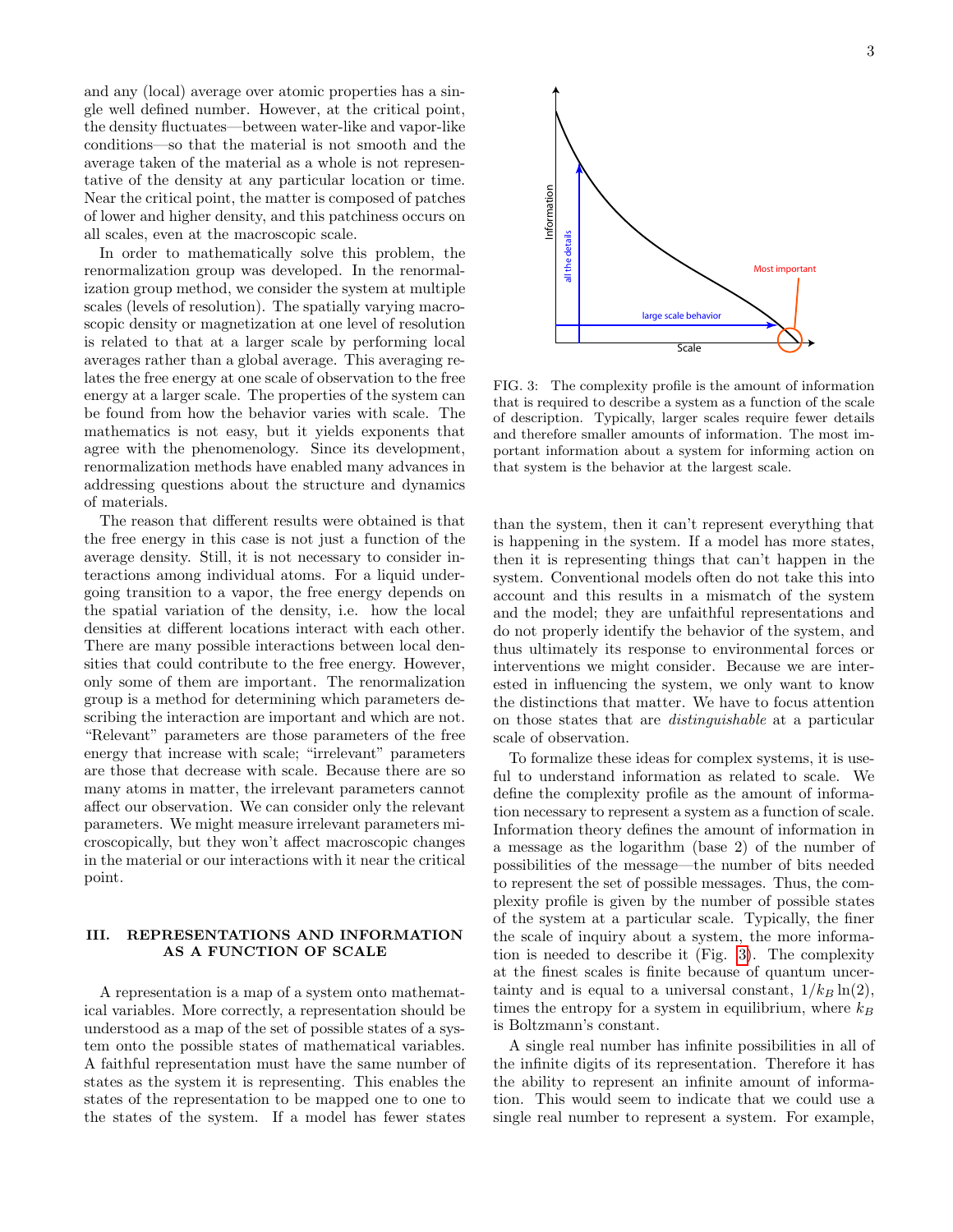and any (local) average over atomic properties has a single well defined number. However, at the critical point, the density fluctuates—between water-like and vapor-like conditions—so that the material is not smooth and the average taken of the material as a whole is not representative of the density at any particular location or time. Near the critical point, the matter is composed of patches of lower and higher density, and this patchiness occurs on all scales, even at the macroscopic scale.

In order to mathematically solve this problem, the renormalization group was developed. In the renormalization group method, we consider the system at multiple scales (levels of resolution). The spatially varying macroscopic density or magnetization at one level of resolution is related to that at a larger scale by performing local averages rather than a global average. This averaging relates the free energy at one scale of observation to the free energy at a larger scale. The properties of the system can be found from how the behavior varies with scale. The mathematics is not easy, but it yields exponents that agree with the phenomenology. Since its development, renormalization methods have enabled many advances in addressing questions about the structure and dynamics of materials.

The reason that different results were obtained is that the free energy in this case is not just a function of the average density. Still, it is not necessary to consider interactions among individual atoms. For a liquid undergoing transition to a vapor, the free energy depends on the spatial variation of the density, i.e. how the local densities at different locations interact with each other. There are many possible interactions between local densities that could contribute to the free energy. However, only some of them are important. The renormalization group is a method for determining which parameters describing the interaction are important and which are not. "Relevant" parameters are those parameters of the free energy that increase with scale; "irrelevant" parameters are those that decrease with scale. Because there are so many atoms in matter, the irrelevant parameters cannot affect our observation. We can consider only the relevant parameters. We might measure irrelevant parameters microscopically, but they won't affect macroscopic changes in the material or our interactions with it near the critical point.

## III. REPRESENTATIONS AND INFORMATION AS A FUNCTION OF SCALE

A representation is a map of a system onto mathematical variables. More correctly, a representation should be understood as a map of the set of possible states of a system onto the possible states of mathematical variables. A faithful representation must have the same number of states as the system it is representing. This enables the states of the representation to be mapped one to one to the states of the system. If a model has fewer states than the system, then it can't represent everything that is happening in the system. If a model has more states, then it is representing things that can't happen in the system. Conventional models often do not take this into account and this results in a mismatch of the system and the model; they are unfaithful representations and do not properly identify the behavior of the system, and thus ultimately its response to environmental forces or interventions we might consider. Because we are interested in influencing the system, we only want to know the distinctions that matter. We have to focus attention on those states that are *distinguishable* at a particular scale of observation.

FIG. 3: The complexity profile is the amount of information that is required to describe a system as a function of the scale of description. Typically, larger scales require fewer details and therefore smaller amounts of information. The most important information about a system for informing action on that system is the behavior at the largest scale.

To formalize these ideas for complex systems, it is useful to understand information as related to scale. We define the complexity profile as the amount of information necessary to represent a system as a function of scale. Information theory defines the amount of information in a message as the logarithm (base 2) of the number of possibilities of the message—the number of bits needed to represent the set of possible messages. Thus, the complexity profile is given by the number of possible states of the system at a particular scale. Typically, the finer the scale of inquiry about a system, the more information is needed to describe it (Fig. 3). The complexity at the finest scales is finite because of quantum uncertainty and is equal to a universal constant, $1/k_B \ln(2)$, times the entropy for a system in equilibrium, where $k_B$ is Boltzmann's constant.

A single real number has infinite possibilities in all of the infinite digits of its representation. Therefore it has the ability to represent an infinite amount of information. This would seem to indicate that we could use a single real number to represent a system. For example,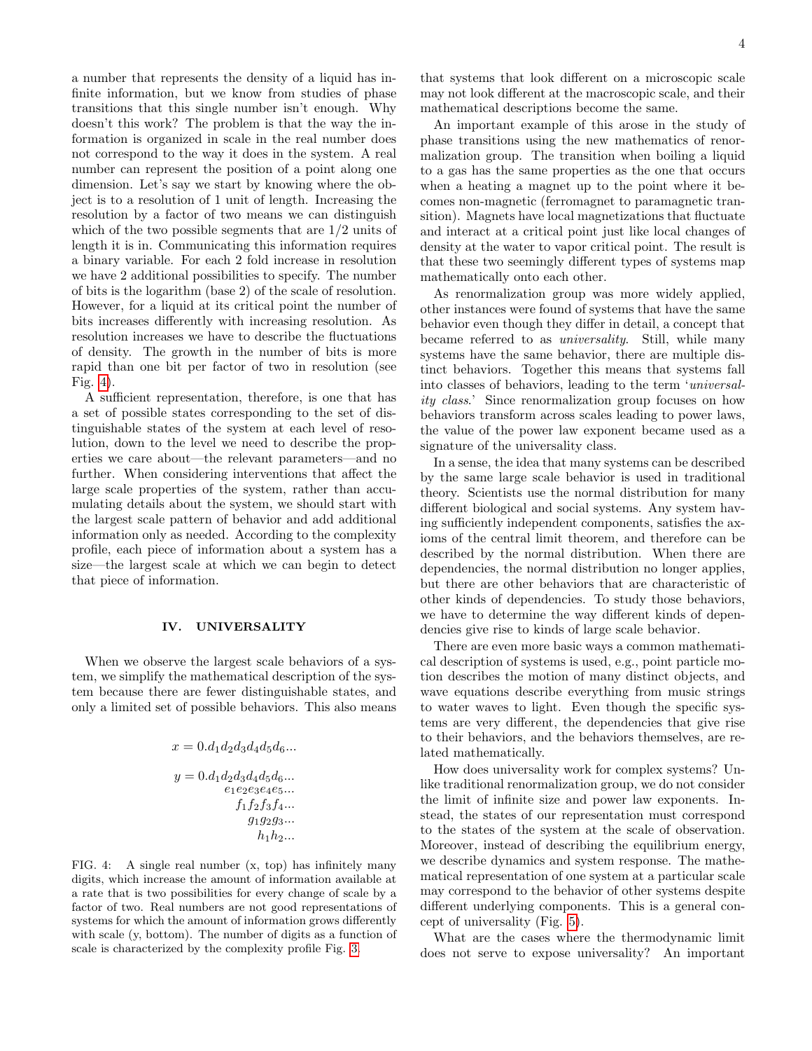a number that represents the density of a liquid has infinite information, but we know from studies of phase transitions that this single number isn't enough. Why doesn't this work? The problem is that the way the information is organized in scale in the real number does not correspond to the way it does in the system. A real number can represent the position of a point along one dimension. Let's say we start by knowing where the object is to a resolution of 1 unit of length. Increasing the resolution by a factor of two means we can distinguish which of the two possible segments that are 1/2 units of length it is in. Communicating this information requires a binary variable. For each 2 fold increase in resolution we have 2 additional possibilities to specify. The number of bits is the logarithm (base 2) of the scale of resolution. However, for a liquid at its critical point the number of bits increases differently with increasing resolution. As resolution increases we have to describe the fluctuations of density. The growth in the number of bits is more rapid than one bit per factor of two in resolution (see Fig. 4).

A sufficient representation, therefore, is one that has a set of possible states corresponding to the set of distinguishable states of the system at each level of resolution, down to the level we need to describe the properties we care about—the relevant parameters—and no further. When considering interventions that affect the large scale properties of the system, rather than accumulating details about the system, we should start with the largest scale pattern of behavior and add additional information only as needed. According to the complexity profile, each piece of information about a system has a size—the largest scale at which we can begin to detect that piece of information.

## IV. UNIVERSALITY

When we observe the largest scale behaviors of a system, we simplify the mathematical description of the system because there are fewer distinguishable states, and only a limited set of possible behaviors. This also means

$$x = 0.d_1d_2d_3d_4d_5d_6...$$

$$\begin{aligned} y = 0.d_1d_2d_3d_4d_5d_6&... \\ e_1e_2e_3e_4e_5&... \\ f_1f_2f_3f_4&... \\ g_1g_2g_3&... \\ h_1h_2&... \end{aligned}$$

FIG. 4: A single real number (x, top) has infinitely many digits, which increase the amount of information available at a rate that is two possibilities for every change of scale by a factor of two. Real numbers are not good representations of systems for which the amount of information grows differently with scale (y, bottom). The number of digits as a function of scale is characterized by the complexity profile Fig. 3.

that systems that look different on a microscopic scale may not look different at the macroscopic scale, and their mathematical descriptions become the same.

An important example of this arose in the study of phase transitions using the new mathematics of renormalization group. The transition when boiling a liquid to a gas has the same properties as the one that occurs when a heating a magnet up to the point where it becomes non-magnetic (ferromagnet to paramagnetic transition). Magnets have local magnetizations that fluctuate and interact at a critical point just like local changes of density at the water to vapor critical point. The result is that these two seemingly different types of systems map mathematically onto each other.

As renormalization group was more widely applied, other instances were found of systems that have the same behavior even though they differ in detail, a concept that became referred to as *universality*. Still, while many systems have the same behavior, there are multiple distinct behaviors. Together this means that systems fall into classes of behaviors, leading to the term '*universality class*.' Since renormalization group focuses on how behaviors transform across scales leading to power laws, the value of the power law exponent became used as a signature of the universality class.

In a sense, the idea that many systems can be described by the same large scale behavior is used in traditional theory. Scientists use the normal distribution for many different biological and social systems. Any system having sufficiently independent components, satisfies the axioms of the central limit theorem, and therefore can be described by the normal distribution. When there are dependencies, the normal distribution no longer applies, but there are other behaviors that are characteristic of other kinds of dependencies. To study those behaviors, we have to determine the way different kinds of dependencies give rise to kinds of large scale behavior.

There are even more basic ways a common mathematical description of systems is used, e.g., point particle motion describes the motion of many distinct objects, and wave equations describe everything from music strings to water waves to light. Even though the specific systems are very different, the dependencies that give rise to their behaviors, and the behaviors themselves, are related mathematically.

How does universality work for complex systems? Unlike traditional renormalization group, we do not consider the limit of infinite size and power law exponents. Instead, the states of our representation must correspond to the states of the system at the scale of observation. Moreover, instead of describing the equilibrium energy, we describe dynamics and system response. The mathematical representation of one system at a particular scale may correspond to the behavior of other systems despite different underlying components. This is a general concept of universality (Fig. 5).

What are the cases where the thermodynamic limit does not serve to expose universality? An important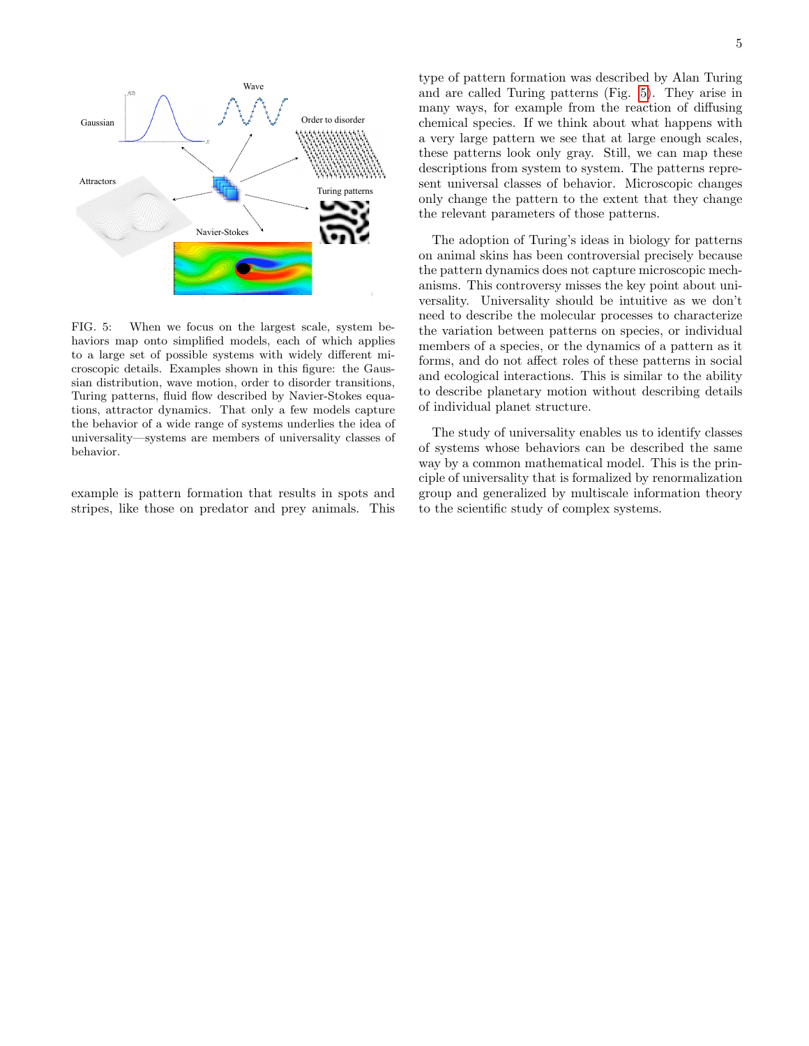Gaussian

Wave

Order to disorder

Attractors

Turing patterns

Navier-Stokes

FIG. 5: When we focus on the largest scale, system behaviors map onto simplified models, each of which applies to a large set of possible systems with widely different microscopic details. Examples shown in this figure: the Gaussian distribution, wave motion, order to disorder transitions, Turing patterns, fluid flow described by Navier-Stokes equations, attractor dynamics. That only a few models capture the behavior of a wide range of systems underlies the idea of universality—systems are members of universality classes of behavior.

example is pattern formation that results in spots and stripes, like those on predator and prey animals. This type of pattern formation was described by Alan Turing and are called Turing patterns (Fig. 5). They arise in many ways, for example from the reaction of diffusing chemical species. If we think about what happens with a very large pattern we see that at large enough scales, these patterns look only gray. Still, we can map these descriptions from system to system. The patterns represent universal classes of behavior. Microscopic changes only change the pattern to the extent that they change the relevant parameters of those patterns.

The adoption of Turing's ideas in biology for patterns on animal skins has been controversial precisely because the pattern dynamics does not capture microscopic mechanisms. This controversy misses the key point about universality. Universality should be intuitive as we don't need to describe the molecular processes to characterize the variation between patterns on species, or individual members of a species, or the dynamics of a pattern as it forms, and do not affect roles of these patterns in social and ecological interactions. This is similar to the ability to describe planetary motion without describing details of individual planet structure.

The study of universality enables us to identify classes of systems whose behaviors can be described the same way by a common mathematical model. This is the principle of universality that is formalized by renormalization group and generalized by multiscale information theory to the scientific study of complex systems.